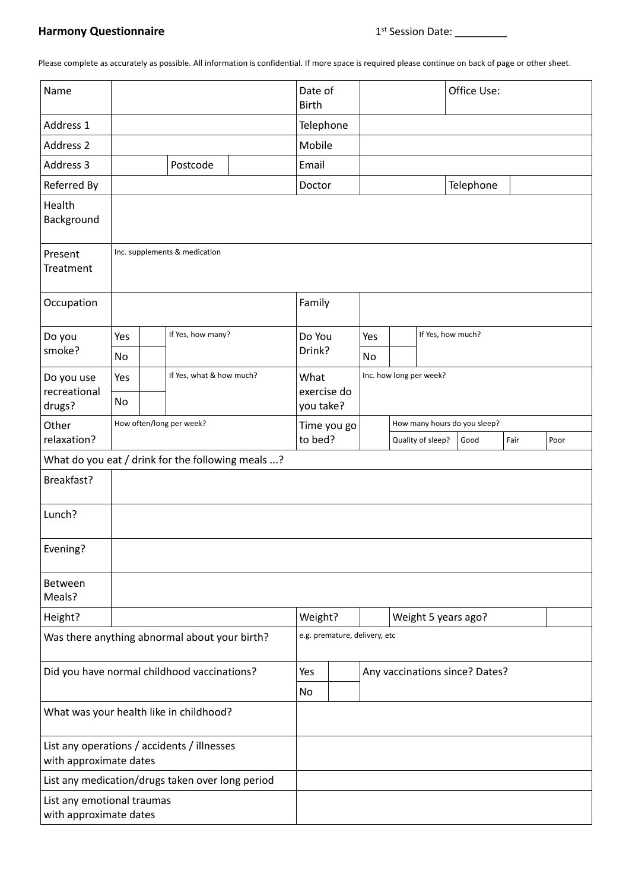**Harmony Questionnaire** 1st Session Date: _________

Please complete as accurately as possible. All information is confidential. If more space is required please continue on back of page or other sheet.

| Name | | | | Date of Birth | | | Office Use: | | |
|---|---|---|---|---|---|---|---|---|---|
| Address 1 | | | | Telephone | | | | | |
| Address 2 | | | | Mobile | | | | | |
| Address 3 | | Postcode | | Email | | | | | |
| Referred By | | | | Doctor | | | Telephone | | |
| Health Background | | | | | | | | | |
| Present Treatment | Inc. supplements & medication | | | | | | | | |
| Occupation | | | | Family | | | | | |
| Do you smoke? | Yes | | If Yes, how many? | Do You Drink? | Yes | | If Yes, how much? | | |
| | No | | | | No | | | | |
| Do you use recreational drugs? | Yes | | If Yes, what & how much? | What exercise do you take? | Inc. how long per week? | | | | |
| | No | | | | | | | | |
| Other relaxation? | How often/long per week? | | | Time you go to bed? | | How many hours do you sleep? | | | |
| | | | | | | Quality of sleep? | Good | Fair | Poor |
| What do you eat / drink for the following meals ...? | | | | | | | | | |
| Breakfast? | | | | | | | | | |
| Lunch? | | | | | | | | | |
| Evening? | | | | | | | | | |
| Between Meals? | | | | | | | | | |
| Height? | | | | Weight? | | Weight 5 years ago? | | | |
| Was there anything abnormal about your birth? | | | | e.g. premature, delivery, etc | | | | | |
| Did you have normal childhood vaccinations? | | | | Yes | | Any vaccinations since? Dates? | | | |
| | | | | No | | | | | |
| What was your health like in childhood? | | | | | | | | | |
| List any operations / accidents / illnesses with approximate dates | | | | | | | | | |
| List any medication/drugs taken over long period | | | | | | | | | |
| List any emotional traumas with approximate dates | | | | | | | | | |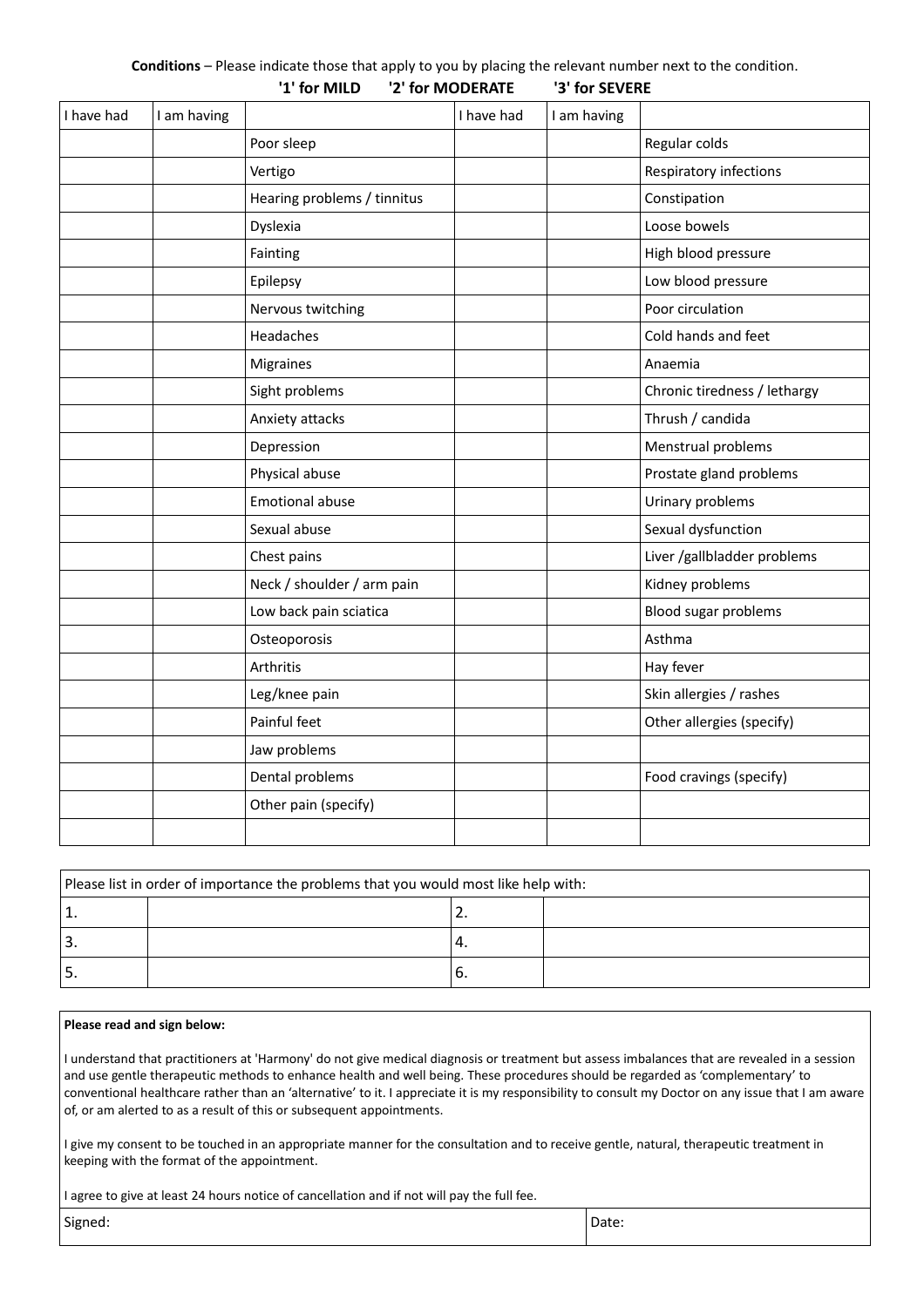**Conditions** – Please indicate those that apply to you by placing the relevant number next to the condition.

**'1' for MILD 		'2' for MODERATE 		'3' for SEVERE**

| I have had | I am having | | I have had | I am having | |
|---|---|---|---|---|---|
| | | Poor sleep | | | Regular colds |
| | | Vertigo | | | Respiratory infections |
| | | Hearing problems / tinnitus | | | Constipation |
| | | Dyslexia | | | Loose bowels |
| | | Fainting | | | High blood pressure |
| | | Epilepsy | | | Low blood pressure |
| | | Nervous twitching | | | Poor circulation |
| | | Headaches | | | Cold hands and feet |
| | | Migraines | | | Anaemia |
| | | Sight problems | | | Chronic tiredness / lethargy |
| | | Anxiety attacks | | | Thrush / candida |
| | | Depression | | | Menstrual problems |
| | | Physical abuse | | | Prostate gland problems |
| | | Emotional abuse | | | Urinary problems |
| | | Sexual abuse | | | Sexual dysfunction |
| | | Chest pains | | | Liver /gallbladder problems |
| | | Neck / shoulder / arm pain | | | Kidney problems |
| | | Low back pain sciatica | | | Blood sugar problems |
| | | Osteoporosis | | | Asthma |
| | | Arthritis | | | Hay fever |
| | | Leg/knee pain | | | Skin allergies / rashes |
| | | Painful feet | | | Other allergies (specify) |
| | | Jaw problems | | | |
| | | Dental problems | | | Food cravings (specify) |
| | | Other pain (specify) | | | |
| | | | | | |

| Please list in order of importance the problems that you would most like help with: | | | |
|---|---|---|---|
| 1. | | 2. | |
| 3. | | 4. | |
| 5. | | 6. | |

**Please read and sign below:**

I understand that practitioners at 'Harmony' do not give medical diagnosis or treatment but assess imbalances that are revealed in a session and use gentle therapeutic methods to enhance health and well being. These procedures should be regarded as 'complementary' to conventional healthcare rather than an 'alternative' to it. I appreciate it is my responsibility to consult my Doctor on any issue that I am aware of, or am alerted to as a result of this or subsequent appointments.

I give my consent to be touched in an appropriate manner for the consultation and to receive gentle, natural, therapeutic treatment in keeping with the format of the appointment.

I agree to give at least 24 hours notice of cancellation and if not will pay the full fee.

| | |
|---|---|
| Signed: | Date: |